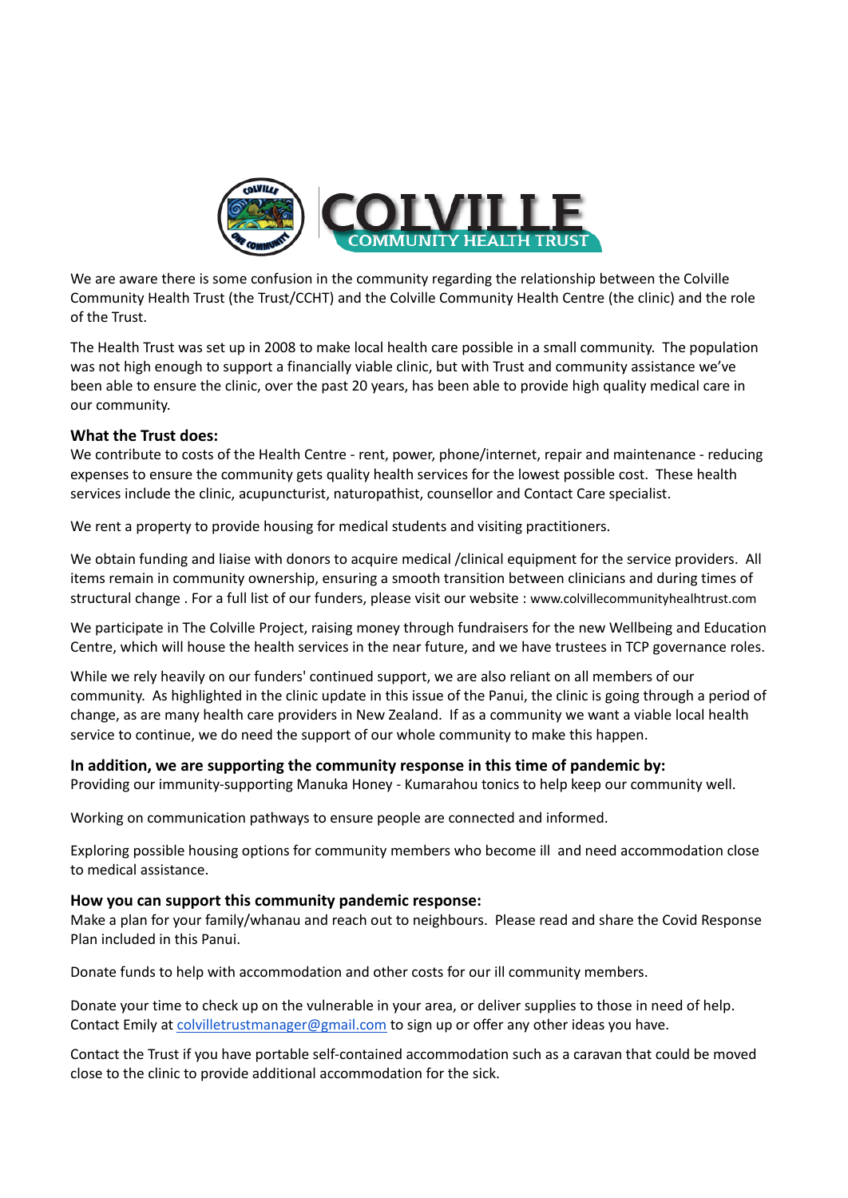# COLVILLE COMMUNITY HEALTH TRUST

We are aware there is some confusion in the community regarding the relationship between the Colville Community Health Trust (the Trust/CCHT) and the Colville Community Health Centre (the clinic) and the role of the Trust.

The Health Trust was set up in 2008 to make local health care possible in a small community. The population was not high enough to support a financially viable clinic, but with Trust and community assistance we've been able to ensure the clinic, over the past 20 years, has been able to provide high quality medical care in our community.

**What the Trust does:**

We contribute to costs of the Health Centre - rent, power, phone/internet, repair and maintenance - reducing expenses to ensure the community gets quality health services for the lowest possible cost. These health services include the clinic, acupuncturist, naturopathist, counsellor and Contact Care specialist.

We rent a property to provide housing for medical students and visiting practitioners.

We obtain funding and liaise with donors to acquire medical /clinical equipment for the service providers. All items remain in community ownership, ensuring a smooth transition between clinicians and during times of structural change . For a full list of our funders, please visit our website : www.colvillecommunityhealthtrust.com

We participate in The Colville Project, raising money through fundraisers for the new Wellbeing and Education Centre, which will house the health services in the near future, and we have trustees in TCP governance roles.

While we rely heavily on our funders' continued support, we are also reliant on all members of our community. As highlighted in the clinic update in this issue of the Panui, the clinic is going through a period of change, as are many health care providers in New Zealand. If as a community we want a viable local health service to continue, we do need the support of our whole community to make this happen.

**In addition, we are supporting the community response in this time of pandemic by:**

Providing our immunity-supporting Manuka Honey - Kumarahou tonics to help keep our community well.

Working on communication pathways to ensure people are connected and informed.

Exploring possible housing options for community members who become ill and need accommodation close to medical assistance.

**How you can support this community pandemic response:**

Make a plan for your family/whanau and reach out to neighbours. Please read and share the Covid Response Plan included in this Panui.

Donate funds to help with accommodation and other costs for our ill community members.

Donate your time to check up on the vulnerable in your area, or deliver supplies to those in need of help. Contact Emily at colvilletrustmanager@gmail.com to sign up or offer any other ideas you have.

Contact the Trust if you have portable self-contained accommodation such as a caravan that could be moved close to the clinic to provide additional accommodation for the sick.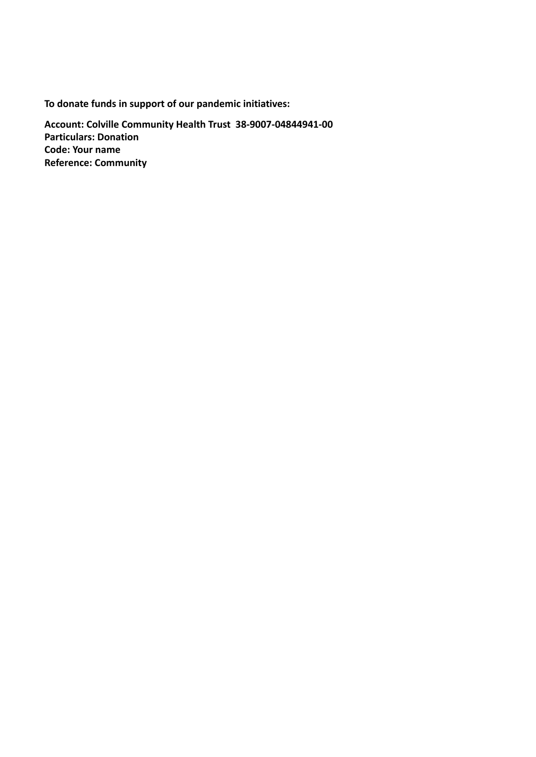**To donate funds in support of our pandemic initiatives:**

**Account: Colville Community Health Trust 38-9007-04844941-00**
**Particulars: Donation**
**Code: Your name**
**Reference: Community**